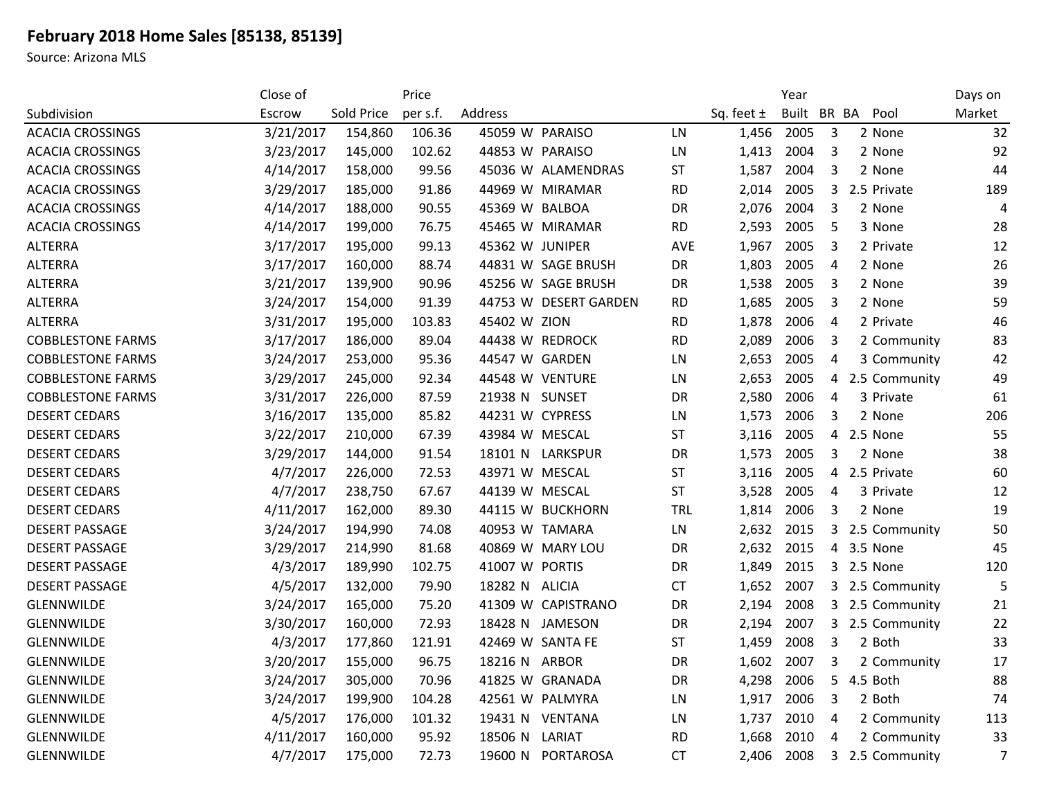# February 2018 Home Sales [85138, 85139]

Source: Arizona MLS

| Subdivision | Close of Escrow | Sold Price | Price per s.f. | Address | | | | Sq. feet ± | Year Built | BR | BA | Pool | Days on Market |
|---|---|---|---|---|---|---|---|---|---|---|---|---|---|
| ACACIA CROSSINGS | 3/21/2017 | 154,860 | 106.36 | 45059 | W | PARAISO | LN | 1,456 | 2005 | 3 | 2 | None | 32 |
| ACACIA CROSSINGS | 3/23/2017 | 145,000 | 102.62 | 44853 | W | PARAISO | LN | 1,413 | 2004 | 3 | 2 | None | 92 |
| ACACIA CROSSINGS | 4/14/2017 | 158,000 | 99.56 | 45036 | W | ALAMENDRAS | ST | 1,587 | 2004 | 3 | 2 | None | 44 |
| ACACIA CROSSINGS | 3/29/2017 | 185,000 | 91.86 | 44969 | W | MIRAMAR | RD | 2,014 | 2005 | 3 | 2.5 | Private | 189 |
| ACACIA CROSSINGS | 4/14/2017 | 188,000 | 90.55 | 45369 | W | BALBOA | DR | 2,076 | 2004 | 3 | 2 | None | 4 |
| ACACIA CROSSINGS | 4/14/2017 | 199,000 | 76.75 | 45465 | W | MIRAMAR | RD | 2,593 | 2005 | 5 | 3 | None | 28 |
| ALTERRA | 3/17/2017 | 195,000 | 99.13 | 45362 | W | JUNIPER | AVE | 1,967 | 2005 | 3 | 2 | Private | 12 |
| ALTERRA | 3/17/2017 | 160,000 | 88.74 | 44831 | W | SAGE BRUSH | DR | 1,803 | 2005 | 4 | 2 | None | 26 |
| ALTERRA | 3/21/2017 | 139,900 | 90.96 | 45256 | W | SAGE BRUSH | DR | 1,538 | 2005 | 3 | 2 | None | 39 |
| ALTERRA | 3/24/2017 | 154,000 | 91.39 | 44753 | W | DESERT GARDEN | RD | 1,685 | 2005 | 3 | 2 | None | 59 |
| ALTERRA | 3/31/2017 | 195,000 | 103.83 | 45402 | W | ZION | RD | 1,878 | 2006 | 4 | 2 | Private | 46 |
| COBBLESTONE FARMS | 3/17/2017 | 186,000 | 89.04 | 44438 | W | REDROCK | RD | 2,089 | 2006 | 3 | 2 | Community | 83 |
| COBBLESTONE FARMS | 3/24/2017 | 253,000 | 95.36 | 44547 | W | GARDEN | LN | 2,653 | 2005 | 4 | 3 | Community | 42 |
| COBBLESTONE FARMS | 3/29/2017 | 245,000 | 92.34 | 44548 | W | VENTURE | LN | 2,653 | 2005 | 4 | 2.5 | Community | 49 |
| COBBLESTONE FARMS | 3/31/2017 | 226,000 | 87.59 | 21938 | N | SUNSET | DR | 2,580 | 2006 | 4 | 3 | Private | 61 |
| DESERT CEDARS | 3/16/2017 | 135,000 | 85.82 | 44231 | W | CYPRESS | LN | 1,573 | 2006 | 3 | 2 | None | 206 |
| DESERT CEDARS | 3/22/2017 | 210,000 | 67.39 | 43984 | W | MESCAL | ST | 3,116 | 2005 | 4 | 2.5 | None | 55 |
| DESERT CEDARS | 3/29/2017 | 144,000 | 91.54 | 18101 | N | LARKSPUR | DR | 1,573 | 2005 | 3 | 2 | None | 38 |
| DESERT CEDARS | 4/7/2017 | 226,000 | 72.53 | 43971 | W | MESCAL | ST | 3,116 | 2005 | 4 | 2.5 | Private | 60 |
| DESERT CEDARS | 4/7/2017 | 238,750 | 67.67 | 44139 | W | MESCAL | ST | 3,528 | 2005 | 4 | 3 | Private | 12 |
| DESERT CEDARS | 4/11/2017 | 162,000 | 89.30 | 44115 | W | BUCKHORN | TRL | 1,814 | 2006 | 3 | 2 | None | 19 |
| DESERT PASSAGE | 3/24/2017 | 194,990 | 74.08 | 40953 | W | TAMARA | LN | 2,632 | 2015 | 3 | 2.5 | Community | 50 |
| DESERT PASSAGE | 3/29/2017 | 214,990 | 81.68 | 40869 | W | MARY LOU | DR | 2,632 | 2015 | 4 | 3.5 | None | 45 |
| DESERT PASSAGE | 4/3/2017 | 189,990 | 102.75 | 41007 | W | PORTIS | DR | 1,849 | 2015 | 3 | 2.5 | None | 120 |
| DESERT PASSAGE | 4/5/2017 | 132,000 | 79.90 | 18282 | N | ALICIA | CT | 1,652 | 2007 | 3 | 2.5 | Community | 5 |
| GLENNWILDE | 3/24/2017 | 165,000 | 75.20 | 41309 | W | CAPISTRANO | DR | 2,194 | 2008 | 3 | 2.5 | Community | 21 |
| GLENNWILDE | 3/30/2017 | 160,000 | 72.93 | 18428 | N | JAMESON | DR | 2,194 | 2007 | 3 | 2.5 | Community | 22 |
| GLENNWILDE | 4/3/2017 | 177,860 | 121.91 | 42469 | W | SANTA FE | ST | 1,459 | 2008 | 3 | 2 | Both | 33 |
| GLENNWILDE | 3/20/2017 | 155,000 | 96.75 | 18216 | N | ARBOR | DR | 1,602 | 2007 | 3 | 2 | Community | 17 |
| GLENNWILDE | 3/24/2017 | 305,000 | 70.96 | 41825 | W | GRANADA | DR | 4,298 | 2006 | 5 | 4.5 | Both | 88 |
| GLENNWILDE | 3/24/2017 | 199,900 | 104.28 | 42561 | W | PALMYRA | LN | 1,917 | 2006 | 3 | 2 | Both | 74 |
| GLENNWILDE | 4/5/2017 | 176,000 | 101.32 | 19431 | N | VENTANA | LN | 1,737 | 2010 | 4 | 2 | Community | 113 |
| GLENNWILDE | 4/11/2017 | 160,000 | 95.92 | 18506 | N | LARIAT | RD | 1,668 | 2010 | 4 | 2 | Community | 33 |
| GLENNWILDE | 4/7/2017 | 175,000 | 72.73 | 19600 | N | PORTAROSA | CT | 2,406 | 2008 | 3 | 2.5 | Community | 7 |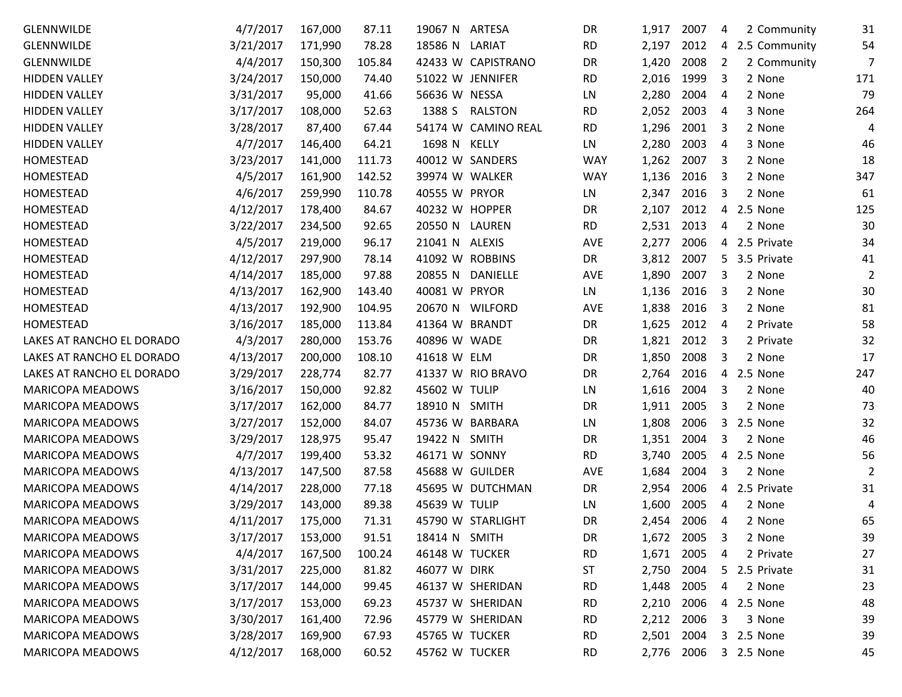| | | | | | | | | | | | | | | |
|---|---|---|---|---|---|---|---|---|---|---|---|---|---|---|
| GLENNWILDE | 4/7/2017 | 167,000 | 87.11 | 19067 | N | ARTESA | DR | 1,917 | 2007 | 4 | 2 | Community | 31 |
| GLENNWILDE | 3/21/2017 | 171,990 | 78.28 | 18586 | N | LARIAT | RD | 2,197 | 2012 | 4 | 2.5 | Community | 54 |
| GLENNWILDE | 4/4/2017 | 150,300 | 105.84 | 42433 | W | CAPISTRANO | DR | 1,420 | 2008 | 2 | 2 | Community | 7 |
| HIDDEN VALLEY | 3/24/2017 | 150,000 | 74.40 | 51022 | W | JENNIFER | RD | 2,016 | 1999 | 3 | 2 | None | 171 |
| HIDDEN VALLEY | 3/31/2017 | 95,000 | 41.66 | 56636 | W | NESSA | LN | 2,280 | 2004 | 4 | 2 | None | 79 |
| HIDDEN VALLEY | 3/17/2017 | 108,000 | 52.63 | 1388 | S | RALSTON | RD | 2,052 | 2003 | 4 | 3 | None | 264 |
| HIDDEN VALLEY | 3/28/2017 | 87,400 | 67.44 | 54174 | W | CAMINO REAL | RD | 1,296 | 2001 | 3 | 2 | None | 4 |
| HIDDEN VALLEY | 4/7/2017 | 146,400 | 64.21 | 1698 | N | KELLY | LN | 2,280 | 2003 | 4 | 3 | None | 46 |
| HOMESTEAD | 3/23/2017 | 141,000 | 111.73 | 40012 | W | SANDERS | WAY | 1,262 | 2007 | 3 | 2 | None | 18 |
| HOMESTEAD | 4/5/2017 | 161,900 | 142.52 | 39974 | W | WALKER | WAY | 1,136 | 2016 | 3 | 2 | None | 347 |
| HOMESTEAD | 4/6/2017 | 259,990 | 110.78 | 40555 | W | PRYOR | LN | 2,347 | 2016 | 3 | 2 | None | 61 |
| HOMESTEAD | 4/12/2017 | 178,400 | 84.67 | 40232 | W | HOPPER | DR | 2,107 | 2012 | 4 | 2.5 | None | 125 |
| HOMESTEAD | 3/22/2017 | 234,500 | 92.65 | 20550 | N | LAUREN | RD | 2,531 | 2013 | 4 | 2 | None | 30 |
| HOMESTEAD | 4/5/2017 | 219,000 | 96.17 | 21041 | N | ALEXIS | AVE | 2,277 | 2006 | 4 | 2.5 | Private | 34 |
| HOMESTEAD | 4/12/2017 | 297,900 | 78.14 | 41092 | W | ROBBINS | DR | 3,812 | 2007 | 5 | 3.5 | Private | 41 |
| HOMESTEAD | 4/14/2017 | 185,000 | 97.88 | 20855 | N | DANIELLE | AVE | 1,890 | 2007 | 3 | 2 | None | 2 |
| HOMESTEAD | 4/13/2017 | 162,900 | 143.40 | 40081 | W | PRYOR | LN | 1,136 | 2016 | 3 | 2 | None | 30 |
| HOMESTEAD | 4/13/2017 | 192,900 | 104.95 | 20670 | N | WILFORD | AVE | 1,838 | 2016 | 3 | 2 | None | 81 |
| HOMESTEAD | 3/16/2017 | 185,000 | 113.84 | 41364 | W | BRANDT | DR | 1,625 | 2012 | 4 | 2 | Private | 58 |
| LAKES AT RANCHO EL DORADO | 4/3/2017 | 280,000 | 153.76 | 40896 | W | WADE | DR | 1,821 | 2012 | 3 | 2 | Private | 32 |
| LAKES AT RANCHO EL DORADO | 4/13/2017 | 200,000 | 108.10 | 41618 | W | ELM | DR | 1,850 | 2008 | 3 | 2 | None | 17 |
| LAKES AT RANCHO EL DORADO | 3/29/2017 | 228,774 | 82.77 | 41337 | W | RIO BRAVO | DR | 2,764 | 2016 | 4 | 2.5 | None | 247 |
| MARICOPA MEADOWS | 3/16/2017 | 150,000 | 92.82 | 45602 | W | TULIP | LN | 1,616 | 2004 | 3 | 2 | None | 40 |
| MARICOPA MEADOWS | 3/17/2017 | 162,000 | 84.77 | 18910 | N | SMITH | DR | 1,911 | 2005 | 3 | 2 | None | 73 |
| MARICOPA MEADOWS | 3/27/2017 | 152,000 | 84.07 | 45736 | W | BARBARA | LN | 1,808 | 2006 | 3 | 2.5 | None | 32 |
| MARICOPA MEADOWS | 3/29/2017 | 128,975 | 95.47 | 19422 | N | SMITH | DR | 1,351 | 2004 | 3 | 2 | None | 46 |
| MARICOPA MEADOWS | 4/7/2017 | 199,400 | 53.32 | 46171 | W | SONNY | RD | 3,740 | 2005 | 4 | 2.5 | None | 56 |
| MARICOPA MEADOWS | 4/13/2017 | 147,500 | 87.58 | 45688 | W | GUILDER | AVE | 1,684 | 2004 | 3 | 2 | None | 2 |
| MARICOPA MEADOWS | 4/14/2017 | 228,000 | 77.18 | 45695 | W | DUTCHMAN | DR | 2,954 | 2006 | 4 | 2.5 | Private | 31 |
| MARICOPA MEADOWS | 3/29/2017 | 143,000 | 89.38 | 45639 | W | TULIP | LN | 1,600 | 2005 | 4 | 2 | None | 4 |
| MARICOPA MEADOWS | 4/11/2017 | 175,000 | 71.31 | 45790 | W | STARLIGHT | DR | 2,454 | 2006 | 4 | 2 | None | 65 |
| MARICOPA MEADOWS | 3/17/2017 | 153,000 | 91.51 | 18414 | N | SMITH | DR | 1,672 | 2005 | 3 | 2 | None | 39 |
| MARICOPA MEADOWS | 4/4/2017 | 167,500 | 100.24 | 46148 | W | TUCKER | RD | 1,671 | 2005 | 4 | 2 | Private | 27 |
| MARICOPA MEADOWS | 3/31/2017 | 225,000 | 81.82 | 46077 | W | DIRK | ST | 2,750 | 2004 | 5 | 2.5 | Private | 31 |
| MARICOPA MEADOWS | 3/17/2017 | 144,000 | 99.45 | 46137 | W | SHERIDAN | RD | 1,448 | 2005 | 4 | 2 | None | 23 |
| MARICOPA MEADOWS | 3/17/2017 | 153,000 | 69.23 | 45737 | W | SHERIDAN | RD | 2,210 | 2006 | 4 | 2.5 | None | 48 |
| MARICOPA MEADOWS | 3/30/2017 | 161,400 | 72.96 | 45779 | W | SHERIDAN | RD | 2,212 | 2006 | 3 | 3 | None | 39 |
| MARICOPA MEADOWS | 3/28/2017 | 169,900 | 67.93 | 45765 | W | TUCKER | RD | 2,501 | 2004 | 3 | 2.5 | None | 39 |
| MARICOPA MEADOWS | 4/12/2017 | 168,000 | 60.52 | 45762 | W | TUCKER | RD | 2,776 | 2006 | 3 | 2.5 | None | 45 |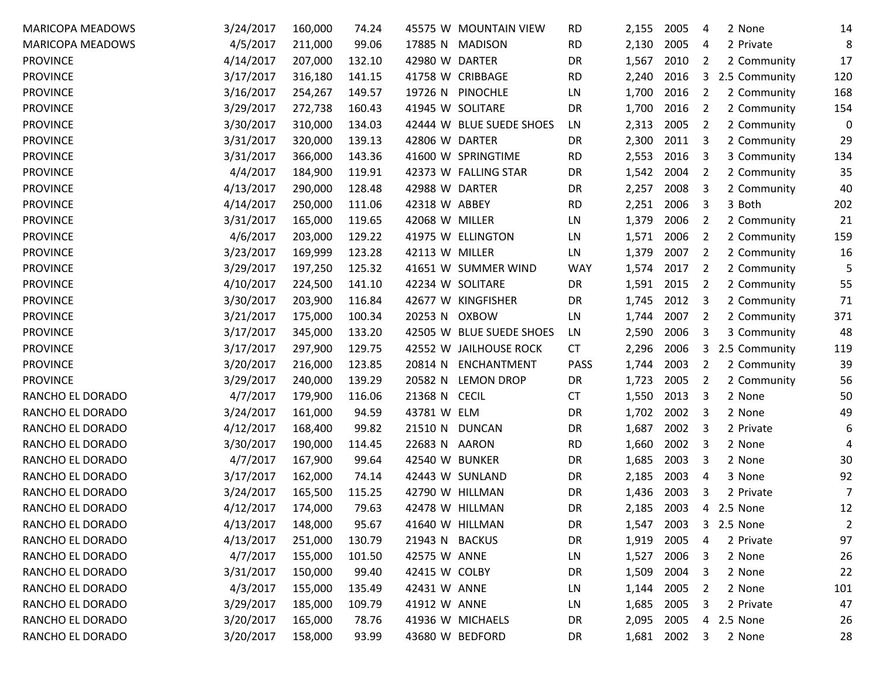| | | | | | | | | | | | | | |
|---|---|---|---|---|---|---|---|---|---|---|---|---|---|
| MARICOPA MEADOWS | 3/24/2017 | 160,000 | 74.24 | 45575 | W | MOUNTAIN VIEW | RD | 2,155 | 2005 | 4 | 2 | None | 14 |
| MARICOPA MEADOWS | 4/5/2017 | 211,000 | 99.06 | 17885 | N | MADISON | RD | 2,130 | 2005 | 4 | 2 | Private | 8 |
| PROVINCE | 4/14/2017 | 207,000 | 132.10 | 42980 | W | DARTER | DR | 1,567 | 2010 | 2 | 2 | Community | 17 |
| PROVINCE | 3/17/2017 | 316,180 | 141.15 | 41758 | W | CRIBBAGE | RD | 2,240 | 2016 | 3 | 2.5 | Community | 120 |
| PROVINCE | 3/16/2017 | 254,267 | 149.57 | 19726 | N | PINOCHLE | LN | 1,700 | 2016 | 2 | 2 | Community | 168 |
| PROVINCE | 3/29/2017 | 272,738 | 160.43 | 41945 | W | SOLITARE | DR | 1,700 | 2016 | 2 | 2 | Community | 154 |
| PROVINCE | 3/30/2017 | 310,000 | 134.03 | 42444 | W | BLUE SUEDE SHOES | LN | 2,313 | 2005 | 2 | 2 | Community | 0 |
| PROVINCE | 3/31/2017 | 320,000 | 139.13 | 42806 | W | DARTER | DR | 2,300 | 2011 | 3 | 2 | Community | 29 |
| PROVINCE | 3/31/2017 | 366,000 | 143.36 | 41600 | W | SPRINGTIME | RD | 2,553 | 2016 | 3 | 3 | Community | 134 |
| PROVINCE | 4/4/2017 | 184,900 | 119.91 | 42373 | W | FALLING STAR | DR | 1,542 | 2004 | 2 | 2 | Community | 35 |
| PROVINCE | 4/13/2017 | 290,000 | 128.48 | 42988 | W | DARTER | DR | 2,257 | 2008 | 3 | 2 | Community | 40 |
| PROVINCE | 4/14/2017 | 250,000 | 111.06 | 42318 | W | ABBEY | RD | 2,251 | 2006 | 3 | 3 | Both | 202 |
| PROVINCE | 3/31/2017 | 165,000 | 119.65 | 42068 | W | MILLER | LN | 1,379 | 2006 | 2 | 2 | Community | 21 |
| PROVINCE | 4/6/2017 | 203,000 | 129.22 | 41975 | W | ELLINGTON | LN | 1,571 | 2006 | 2 | 2 | Community | 159 |
| PROVINCE | 3/23/2017 | 169,999 | 123.28 | 42113 | W | MILLER | LN | 1,379 | 2007 | 2 | 2 | Community | 16 |
| PROVINCE | 3/29/2017 | 197,250 | 125.32 | 41651 | W | SUMMER WIND | WAY | 1,574 | 2017 | 2 | 2 | Community | 5 |
| PROVINCE | 4/10/2017 | 224,500 | 141.10 | 42234 | W | SOLITARE | DR | 1,591 | 2015 | 2 | 2 | Community | 55 |
| PROVINCE | 3/30/2017 | 203,900 | 116.84 | 42677 | W | KINGFISHER | DR | 1,745 | 2012 | 3 | 2 | Community | 71 |
| PROVINCE | 3/21/2017 | 175,000 | 100.34 | 20253 | N | OXBOW | LN | 1,744 | 2007 | 2 | 2 | Community | 371 |
| PROVINCE | 3/17/2017 | 345,000 | 133.20 | 42505 | W | BLUE SUEDE SHOES | LN | 2,590 | 2006 | 3 | 3 | Community | 48 |
| PROVINCE | 3/17/2017 | 297,900 | 129.75 | 42552 | W | JAILHOUSE ROCK | CT | 2,296 | 2006 | 3 | 2.5 | Community | 119 |
| PROVINCE | 3/20/2017 | 216,000 | 123.85 | 20814 | N | ENCHANTMENT | PASS | 1,744 | 2003 | 2 | 2 | Community | 39 |
| PROVINCE | 3/29/2017 | 240,000 | 139.29 | 20582 | N | LEMON DROP | DR | 1,723 | 2005 | 2 | 2 | Community | 56 |
| RANCHO EL DORADO | 4/7/2017 | 179,900 | 116.06 | 21368 | N | CECIL | CT | 1,550 | 2013 | 3 | 2 | None | 50 |
| RANCHO EL DORADO | 3/24/2017 | 161,000 | 94.59 | 43781 | W | ELM | DR | 1,702 | 2002 | 3 | 2 | None | 49 |
| RANCHO EL DORADO | 4/12/2017 | 168,400 | 99.82 | 21510 | N | DUNCAN | DR | 1,687 | 2002 | 3 | 2 | Private | 6 |
| RANCHO EL DORADO | 3/30/2017 | 190,000 | 114.45 | 22683 | N | AARON | RD | 1,660 | 2002 | 3 | 2 | None | 4 |
| RANCHO EL DORADO | 4/7/2017 | 167,900 | 99.64 | 42540 | W | BUNKER | DR | 1,685 | 2003 | 3 | 2 | None | 30 |
| RANCHO EL DORADO | 3/17/2017 | 162,000 | 74.14 | 42443 | W | SUNLAND | DR | 2,185 | 2003 | 4 | 3 | None | 92 |
| RANCHO EL DORADO | 3/24/2017 | 165,500 | 115.25 | 42790 | W | HILLMAN | DR | 1,436 | 2003 | 3 | 2 | Private | 7 |
| RANCHO EL DORADO | 4/12/2017 | 174,000 | 79.63 | 42478 | W | HILLMAN | DR | 2,185 | 2003 | 4 | 2.5 | None | 12 |
| RANCHO EL DORADO | 4/13/2017 | 148,000 | 95.67 | 41640 | W | HILLMAN | DR | 1,547 | 2003 | 3 | 2.5 | None | 2 |
| RANCHO EL DORADO | 4/13/2017 | 251,000 | 130.79 | 21943 | N | BACKUS | DR | 1,919 | 2005 | 4 | 2 | Private | 97 |
| RANCHO EL DORADO | 4/7/2017 | 155,000 | 101.50 | 42575 | W | ANNE | LN | 1,527 | 2006 | 3 | 2 | None | 26 |
| RANCHO EL DORADO | 3/31/2017 | 150,000 | 99.40 | 42415 | W | COLBY | DR | 1,509 | 2004 | 3 | 2 | None | 22 |
| RANCHO EL DORADO | 4/3/2017 | 155,000 | 135.49 | 42431 | W | ANNE | LN | 1,144 | 2005 | 2 | 2 | None | 101 |
| RANCHO EL DORADO | 3/29/2017 | 185,000 | 109.79 | 41912 | W | ANNE | LN | 1,685 | 2005 | 3 | 2 | Private | 47 |
| RANCHO EL DORADO | 3/20/2017 | 165,000 | 78.76 | 41936 | W | MICHAELS | DR | 2,095 | 2005 | 4 | 2.5 | None | 26 |
| RANCHO EL DORADO | 3/20/2017 | 158,000 | 93.99 | 43680 | W | BEDFORD | DR | 1,681 | 2002 | 3 | 2 | None | 28 |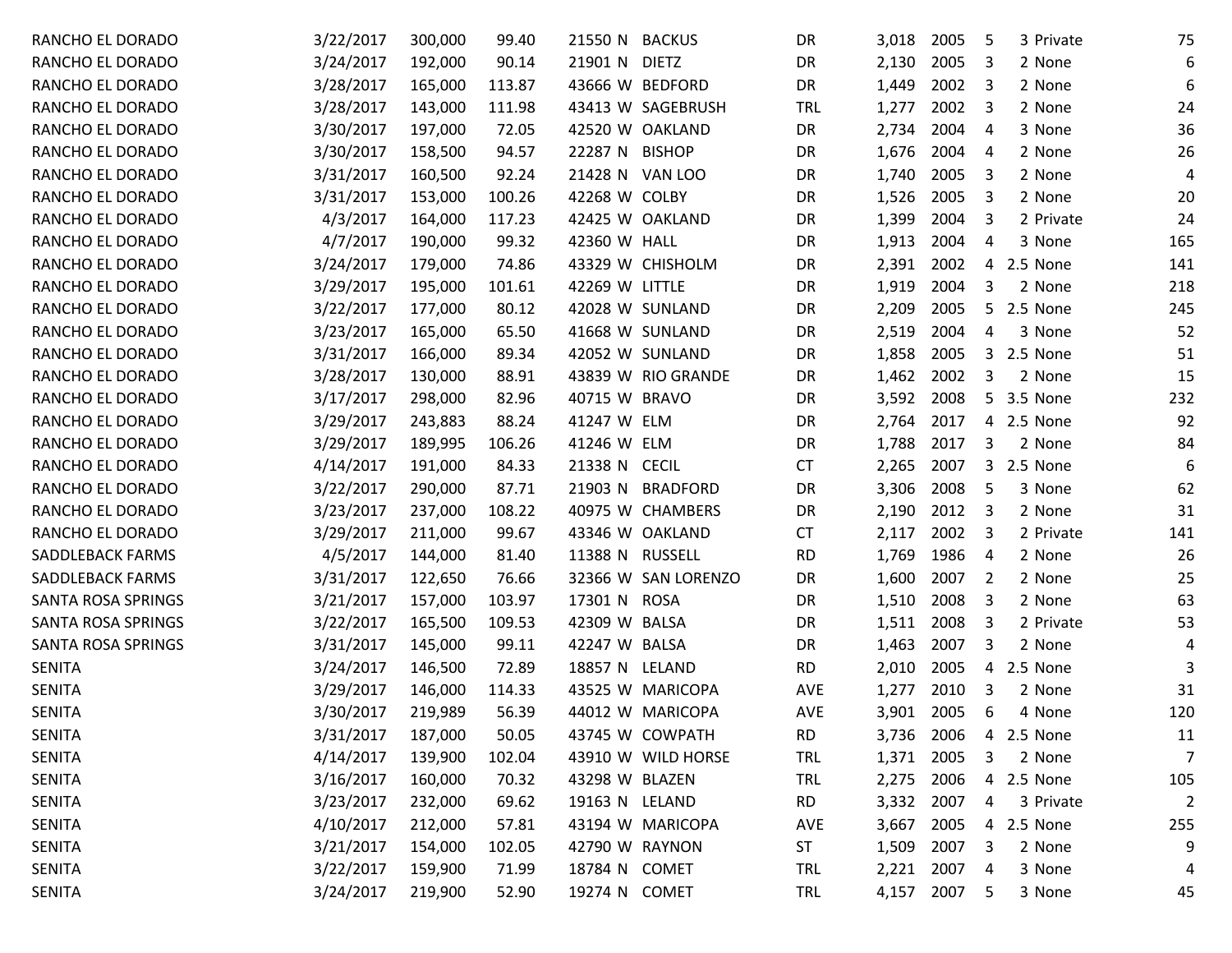| | | | | | | | | | | | | | |
|---|---|---|---|---|---|---|---|---|---|---|---|---|---|
| RANCHO EL DORADO | 3/22/2017 | 300,000 | 99.40 | 21550 | N | BACKUS | DR | 3,018 | 2005 | 5 | 3 | Private | 75 |
| RANCHO EL DORADO | 3/24/2017 | 192,000 | 90.14 | 21901 | N | DIETZ | DR | 2,130 | 2005 | 3 | 2 | None | 6 |
| RANCHO EL DORADO | 3/28/2017 | 165,000 | 113.87 | 43666 | W | BEDFORD | DR | 1,449 | 2002 | 3 | 2 | None | 6 |
| RANCHO EL DORADO | 3/28/2017 | 143,000 | 111.98 | 43413 | W | SAGEBRUSH | TRL | 1,277 | 2002 | 3 | 2 | None | 24 |
| RANCHO EL DORADO | 3/30/2017 | 197,000 | 72.05 | 42520 | W | OAKLAND | DR | 2,734 | 2004 | 4 | 3 | None | 36 |
| RANCHO EL DORADO | 3/30/2017 | 158,500 | 94.57 | 22287 | N | BISHOP | DR | 1,676 | 2004 | 4 | 2 | None | 26 |
| RANCHO EL DORADO | 3/31/2017 | 160,500 | 92.24 | 21428 | N | VAN LOO | DR | 1,740 | 2005 | 3 | 2 | None | 4 |
| RANCHO EL DORADO | 3/31/2017 | 153,000 | 100.26 | 42268 | W | COLBY | DR | 1,526 | 2005 | 3 | 2 | None | 20 |
| RANCHO EL DORADO | 4/3/2017 | 164,000 | 117.23 | 42425 | W | OAKLAND | DR | 1,399 | 2004 | 3 | 2 | Private | 24 |
| RANCHO EL DORADO | 4/7/2017 | 190,000 | 99.32 | 42360 | W | HALL | DR | 1,913 | 2004 | 4 | 3 | None | 165 |
| RANCHO EL DORADO | 3/24/2017 | 179,000 | 74.86 | 43329 | W | CHISHOLM | DR | 2,391 | 2002 | 4 | 2.5 | None | 141 |
| RANCHO EL DORADO | 3/29/2017 | 195,000 | 101.61 | 42269 | W | LITTLE | DR | 1,919 | 2004 | 3 | 2 | None | 218 |
| RANCHO EL DORADO | 3/22/2017 | 177,000 | 80.12 | 42028 | W | SUNLAND | DR | 2,209 | 2005 | 5 | 2.5 | None | 245 |
| RANCHO EL DORADO | 3/23/2017 | 165,000 | 65.50 | 41668 | W | SUNLAND | DR | 2,519 | 2004 | 4 | 3 | None | 52 |
| RANCHO EL DORADO | 3/31/2017 | 166,000 | 89.34 | 42052 | W | SUNLAND | DR | 1,858 | 2005 | 3 | 2.5 | None | 51 |
| RANCHO EL DORADO | 3/28/2017 | 130,000 | 88.91 | 43839 | W | RIO GRANDE | DR | 1,462 | 2002 | 3 | 2 | None | 15 |
| RANCHO EL DORADO | 3/17/2017 | 298,000 | 82.96 | 40715 | W | BRAVO | DR | 3,592 | 2008 | 5 | 3.5 | None | 232 |
| RANCHO EL DORADO | 3/29/2017 | 243,883 | 88.24 | 41247 | W | ELM | DR | 2,764 | 2017 | 4 | 2.5 | None | 92 |
| RANCHO EL DORADO | 3/29/2017 | 189,995 | 106.26 | 41246 | W | ELM | DR | 1,788 | 2017 | 3 | 2 | None | 84 |
| RANCHO EL DORADO | 4/14/2017 | 191,000 | 84.33 | 21338 | N | CECIL | CT | 2,265 | 2007 | 3 | 2.5 | None | 6 |
| RANCHO EL DORADO | 3/22/2017 | 290,000 | 87.71 | 21903 | N | BRADFORD | DR | 3,306 | 2008 | 5 | 3 | None | 62 |
| RANCHO EL DORADO | 3/23/2017 | 237,000 | 108.22 | 40975 | W | CHAMBERS | DR | 2,190 | 2012 | 3 | 2 | None | 31 |
| RANCHO EL DORADO | 3/29/2017 | 211,000 | 99.67 | 43346 | W | OAKLAND | CT | 2,117 | 2002 | 3 | 2 | Private | 141 |
| SADDLEBACK FARMS | 4/5/2017 | 144,000 | 81.40 | 11388 | N | RUSSELL | RD | 1,769 | 1986 | 4 | 2 | None | 26 |
| SADDLEBACK FARMS | 3/31/2017 | 122,650 | 76.66 | 32366 | W | SAN LORENZO | DR | 1,600 | 2007 | 2 | 2 | None | 25 |
| SANTA ROSA SPRINGS | 3/21/2017 | 157,000 | 103.97 | 17301 | N | ROSA | DR | 1,510 | 2008 | 3 | 2 | None | 63 |
| SANTA ROSA SPRINGS | 3/22/2017 | 165,500 | 109.53 | 42309 | W | BALSA | DR | 1,511 | 2008 | 3 | 2 | Private | 53 |
| SANTA ROSA SPRINGS | 3/31/2017 | 145,000 | 99.11 | 42247 | W | BALSA | DR | 1,463 | 2007 | 3 | 2 | None | 4 |
| SENITA | 3/24/2017 | 146,500 | 72.89 | 18857 | N | LELAND | RD | 2,010 | 2005 | 4 | 2.5 | None | 3 |
| SENITA | 3/29/2017 | 146,000 | 114.33 | 43525 | W | MARICOPA | AVE | 1,277 | 2010 | 3 | 2 | None | 31 |
| SENITA | 3/30/2017 | 219,989 | 56.39 | 44012 | W | MARICOPA | AVE | 3,901 | 2005 | 6 | 4 | None | 120 |
| SENITA | 3/31/2017 | 187,000 | 50.05 | 43745 | W | COWPATH | RD | 3,736 | 2006 | 4 | 2.5 | None | 11 |
| SENITA | 4/14/2017 | 139,900 | 102.04 | 43910 | W | WILD HORSE | TRL | 1,371 | 2005 | 3 | 2 | None | 7 |
| SENITA | 3/16/2017 | 160,000 | 70.32 | 43298 | W | BLAZEN | TRL | 2,275 | 2006 | 4 | 2.5 | None | 105 |
| SENITA | 3/23/2017 | 232,000 | 69.62 | 19163 | N | LELAND | RD | 3,332 | 2007 | 4 | 3 | Private | 2 |
| SENITA | 4/10/2017 | 212,000 | 57.81 | 43194 | W | MARICOPA | AVE | 3,667 | 2005 | 4 | 2.5 | None | 255 |
| SENITA | 3/21/2017 | 154,000 | 102.05 | 42790 | W | RAYNON | ST | 1,509 | 2007 | 3 | 2 | None | 9 |
| SENITA | 3/22/2017 | 159,900 | 71.99 | 18784 | N | COMET | TRL | 2,221 | 2007 | 4 | 3 | None | 4 |
| SENITA | 3/24/2017 | 219,900 | 52.90 | 19274 | N | COMET | TRL | 4,157 | 2007 | 5 | 3 | None | 45 |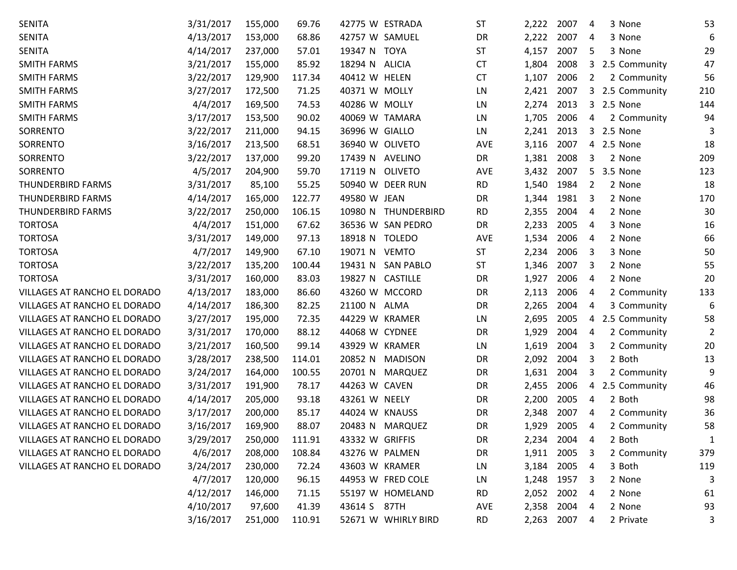| | | | | | | | | | | | | | | |
|---|---|---|---|---|---|---|---|---|---|---|---|---|---|---|
| SENITA | 3/31/2017 | 155,000 | 69.76 | 42775 | W | ESTRADA | ST | 2,222 | 2007 | 4 | 3 | None | 53 |
| SENITA | 4/13/2017 | 153,000 | 68.86 | 42757 | W | SAMUEL | DR | 2,222 | 2007 | 4 | 3 | None | 6 |
| SENITA | 4/14/2017 | 237,000 | 57.01 | 19347 | N | TOYA | ST | 4,157 | 2007 | 5 | 3 | None | 29 |
| SMITH FARMS | 3/21/2017 | 155,000 | 85.92 | 18294 | N | ALICIA | CT | 1,804 | 2008 | 3 | 2.5 | Community | 47 |
| SMITH FARMS | 3/22/2017 | 129,900 | 117.34 | 40412 | W | HELEN | CT | 1,107 | 2006 | 2 | 2 | Community | 56 |
| SMITH FARMS | 3/27/2017 | 172,500 | 71.25 | 40371 | W | MOLLY | LN | 2,421 | 2007 | 3 | 2.5 | Community | 210 |
| SMITH FARMS | 4/4/2017 | 169,500 | 74.53 | 40286 | W | MOLLY | LN | 2,274 | 2013 | 3 | 2.5 | None | 144 |
| SMITH FARMS | 3/17/2017 | 153,500 | 90.02 | 40069 | W | TAMARA | LN | 1,705 | 2006 | 4 | 2 | Community | 94 |
| SORRENTO | 3/22/2017 | 211,000 | 94.15 | 36996 | W | GIALLO | LN | 2,241 | 2013 | 3 | 2.5 | None | 3 |
| SORRENTO | 3/16/2017 | 213,500 | 68.51 | 36940 | W | OLIVETO | AVE | 3,116 | 2007 | 4 | 2.5 | None | 18 |
| SORRENTO | 3/22/2017 | 137,000 | 99.20 | 17439 | N | AVELINO | DR | 1,381 | 2008 | 3 | 2 | None | 209 |
| SORRENTO | 4/5/2017 | 204,900 | 59.70 | 17119 | N | OLIVETO | AVE | 3,432 | 2007 | 5 | 3.5 | None | 123 |
| THUNDERBIRD FARMS | 3/31/2017 | 85,100 | 55.25 | 50940 | W | DEER RUN | RD | 1,540 | 1984 | 2 | 2 | None | 18 |
| THUNDERBIRD FARMS | 4/14/2017 | 165,000 | 122.77 | 49580 | W | JEAN | DR | 1,344 | 1981 | 3 | 2 | None | 170 |
| THUNDERBIRD FARMS | 3/22/2017 | 250,000 | 106.15 | 10980 | N | THUNDERBIRD | RD | 2,355 | 2004 | 4 | 2 | None | 30 |
| TORTOSA | 4/4/2017 | 151,000 | 67.62 | 36536 | W | SAN PEDRO | DR | 2,233 | 2005 | 4 | 3 | None | 16 |
| TORTOSA | 3/31/2017 | 149,000 | 97.13 | 18918 | N | TOLEDO | AVE | 1,534 | 2006 | 4 | 2 | None | 66 |
| TORTOSA | 4/7/2017 | 149,900 | 67.10 | 19071 | N | VEMTO | ST | 2,234 | 2006 | 3 | 3 | None | 50 |
| TORTOSA | 3/22/2017 | 135,200 | 100.44 | 19431 | N | SAN PABLO | ST | 1,346 | 2007 | 3 | 2 | None | 55 |
| TORTOSA | 3/31/2017 | 160,000 | 83.03 | 19827 | N | CASTILLE | DR | 1,927 | 2006 | 4 | 2 | None | 20 |
| VILLAGES AT RANCHO EL DORADO | 4/13/2017 | 183,000 | 86.60 | 43260 | W | MCCORD | DR | 2,113 | 2006 | 4 | 2 | Community | 133 |
| VILLAGES AT RANCHO EL DORADO | 4/14/2017 | 186,300 | 82.25 | 21100 | N | ALMA | DR | 2,265 | 2004 | 4 | 3 | Community | 6 |
| VILLAGES AT RANCHO EL DORADO | 3/27/2017 | 195,000 | 72.35 | 44229 | W | KRAMER | LN | 2,695 | 2005 | 4 | 2.5 | Community | 58 |
| VILLAGES AT RANCHO EL DORADO | 3/31/2017 | 170,000 | 88.12 | 44068 | W | CYDNEE | DR | 1,929 | 2004 | 4 | 2 | Community | 2 |
| VILLAGES AT RANCHO EL DORADO | 3/21/2017 | 160,500 | 99.14 | 43929 | W | KRAMER | LN | 1,619 | 2004 | 3 | 2 | Community | 20 |
| VILLAGES AT RANCHO EL DORADO | 3/28/2017 | 238,500 | 114.01 | 20852 | N | MADISON | DR | 2,092 | 2004 | 3 | 2 | Both | 13 |
| VILLAGES AT RANCHO EL DORADO | 3/24/2017 | 164,000 | 100.55 | 20701 | N | MARQUEZ | DR | 1,631 | 2004 | 3 | 2 | Community | 9 |
| VILLAGES AT RANCHO EL DORADO | 3/31/2017 | 191,900 | 78.17 | 44263 | W | CAVEN | DR | 2,455 | 2006 | 4 | 2.5 | Community | 46 |
| VILLAGES AT RANCHO EL DORADO | 4/14/2017 | 205,000 | 93.18 | 43261 | W | NEELY | DR | 2,200 | 2005 | 4 | 2 | Both | 98 |
| VILLAGES AT RANCHO EL DORADO | 3/17/2017 | 200,000 | 85.17 | 44024 | W | KNAUSS | DR | 2,348 | 2007 | 4 | 2 | Community | 36 |
| VILLAGES AT RANCHO EL DORADO | 3/16/2017 | 169,900 | 88.07 | 20483 | N | MARQUEZ | DR | 1,929 | 2005 | 4 | 2 | Community | 58 |
| VILLAGES AT RANCHO EL DORADO | 3/29/2017 | 250,000 | 111.91 | 43332 | W | GRIFFIS | DR | 2,234 | 2004 | 4 | 2 | Both | 1 |
| VILLAGES AT RANCHO EL DORADO | 4/6/2017 | 208,000 | 108.84 | 43276 | W | PALMEN | DR | 1,911 | 2005 | 3 | 2 | Community | 379 |
| VILLAGES AT RANCHO EL DORADO | 3/24/2017 | 230,000 | 72.24 | 43603 | W | KRAMER | LN | 3,184 | 2005 | 4 | 3 | Both | 119 |
| | 4/7/2017 | 120,000 | 96.15 | 44953 | W | FRED COLE | LN | 1,248 | 1957 | 3 | 2 | None | 3 |
| | 4/12/2017 | 146,000 | 71.15 | 55197 | W | HOMELAND | RD | 2,052 | 2002 | 4 | 2 | None | 61 |
| | 4/10/2017 | 97,600 | 41.39 | 43614 | S | 87TH | AVE | 2,358 | 2004 | 4 | 2 | None | 93 |
| | 3/16/2017 | 251,000 | 110.91 | 52671 | W | WHIRLY BIRD | RD | 2,263 | 2007 | 4 | 2 | Private | 3 |